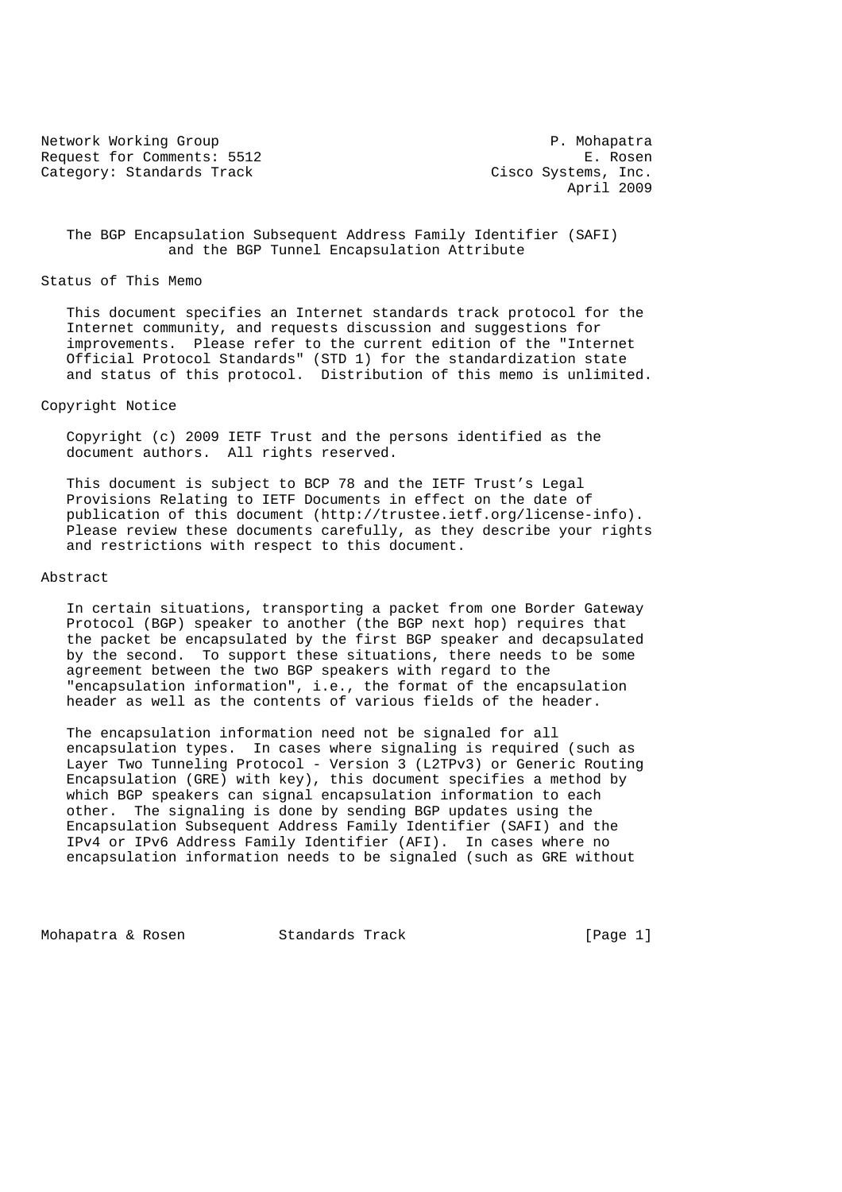Network Working Group P. Mohapatra
Request for Comments: 5512 E. Rosen
Category: Standards Track Cisco Systems, Inc.
April 2009

# The BGP Encapsulation Subsequent Address Family Identifier (SAFI) and the BGP Tunnel Encapsulation Attribute

## Status of This Memo

This document specifies an Internet standards track protocol for the Internet community, and requests discussion and suggestions for improvements. Please refer to the current edition of the "Internet Official Protocol Standards" (STD 1) for the standardization state and status of this protocol. Distribution of this memo is unlimited.

## Copyright Notice

Copyright (c) 2009 IETF Trust and the persons identified as the document authors. All rights reserved.

This document is subject to BCP 78 and the IETF Trust's Legal Provisions Relating to IETF Documents in effect on the date of publication of this document (http://trustee.ietf.org/license-info). Please review these documents carefully, as they describe your rights and restrictions with respect to this document.

## Abstract

In certain situations, transporting a packet from one Border Gateway Protocol (BGP) speaker to another (the BGP next hop) requires that the packet be encapsulated by the first BGP speaker and decapsulated by the second. To support these situations, there needs to be some agreement between the two BGP speakers with regard to the "encapsulation information", i.e., the format of the encapsulation header as well as the contents of various fields of the header.

The encapsulation information need not be signaled for all encapsulation types. In cases where signaling is required (such as Layer Two Tunneling Protocol - Version 3 (L2TPv3) or Generic Routing Encapsulation (GRE) with key), this document specifies a method by which BGP speakers can signal encapsulation information to each other. The signaling is done by sending BGP updates using the Encapsulation Subsequent Address Family Identifier (SAFI) and the IPv4 or IPv6 Address Family Identifier (AFI). In cases where no encapsulation information needs to be signaled (such as GRE without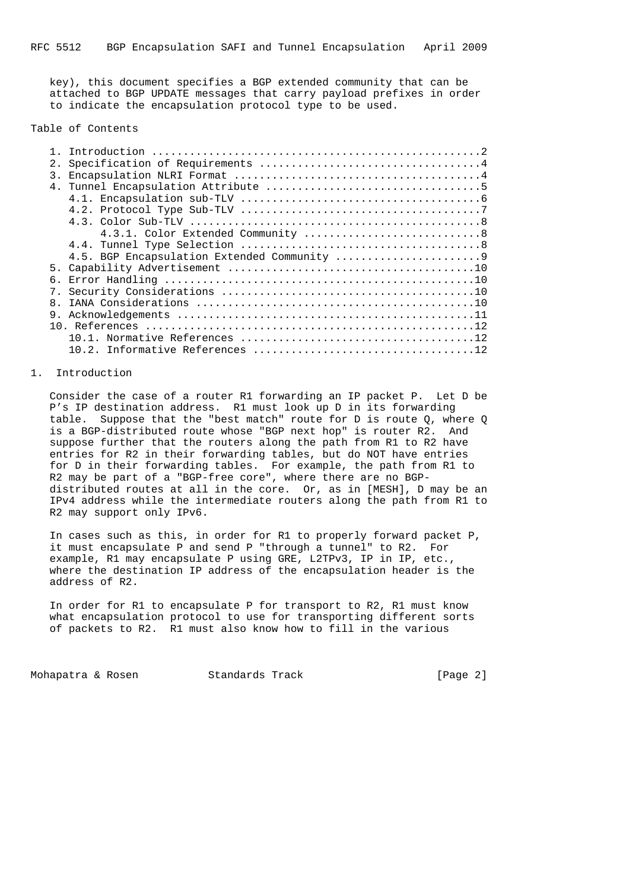key), this document specifies a BGP extended community that can be attached to BGP UPDATE messages that carry payload prefixes in order to indicate the encapsulation protocol type to be used.

## Table of Contents

```
   1. Introduction ....................................................2
   2. Specification of Requirements ...................................4
   3. Encapsulation NLRI Format .......................................4
   4. Tunnel Encapsulation Attribute ..................................5
      4.1. Encapsulation sub-TLV ......................................6
      4.2. Protocol Type Sub-TLV ......................................7
      4.3. Color Sub-TLV ..............................................8
           4.3.1. Color Extended Community ............................8
      4.4. Tunnel Type Selection ......................................8
      4.5. BGP Encapsulation Extended Community .......................9
   5. Capability Advertisement .......................................10
   6. Error Handling .................................................10
   7. Security Considerations ........................................10
   8. IANA Considerations ............................................10
   9. Acknowledgements ...............................................11
   10. References ....................................................12
      10.1. Normative References .....................................12
      10.2. Informative References ...................................12
```

## 1. Introduction

Consider the case of a router R1 forwarding an IP packet P. Let D be P's IP destination address. R1 must look up D in its forwarding table. Suppose that the "best match" route for D is route Q, where Q is a BGP-distributed route whose "BGP next hop" is router R2. And suppose further that the routers along the path from R1 to R2 have entries for R2 in their forwarding tables, but do NOT have entries for D in their forwarding tables. For example, the path from R1 to R2 may be part of a "BGP-free core", where there are no BGP-distributed routes at all in the core. Or, as in [MESH], D may be an IPv4 address while the intermediate routers along the path from R1 to R2 may support only IPv6.

In cases such as this, in order for R1 to properly forward packet P, it must encapsulate P and send P "through a tunnel" to R2. For example, R1 may encapsulate P using GRE, L2TPv3, IP in IP, etc., where the destination IP address of the encapsulation header is the address of R2.

In order for R1 to encapsulate P for transport to R2, R1 must know what encapsulation protocol to use for transporting different sorts of packets to R2. R1 must also know how to fill in the various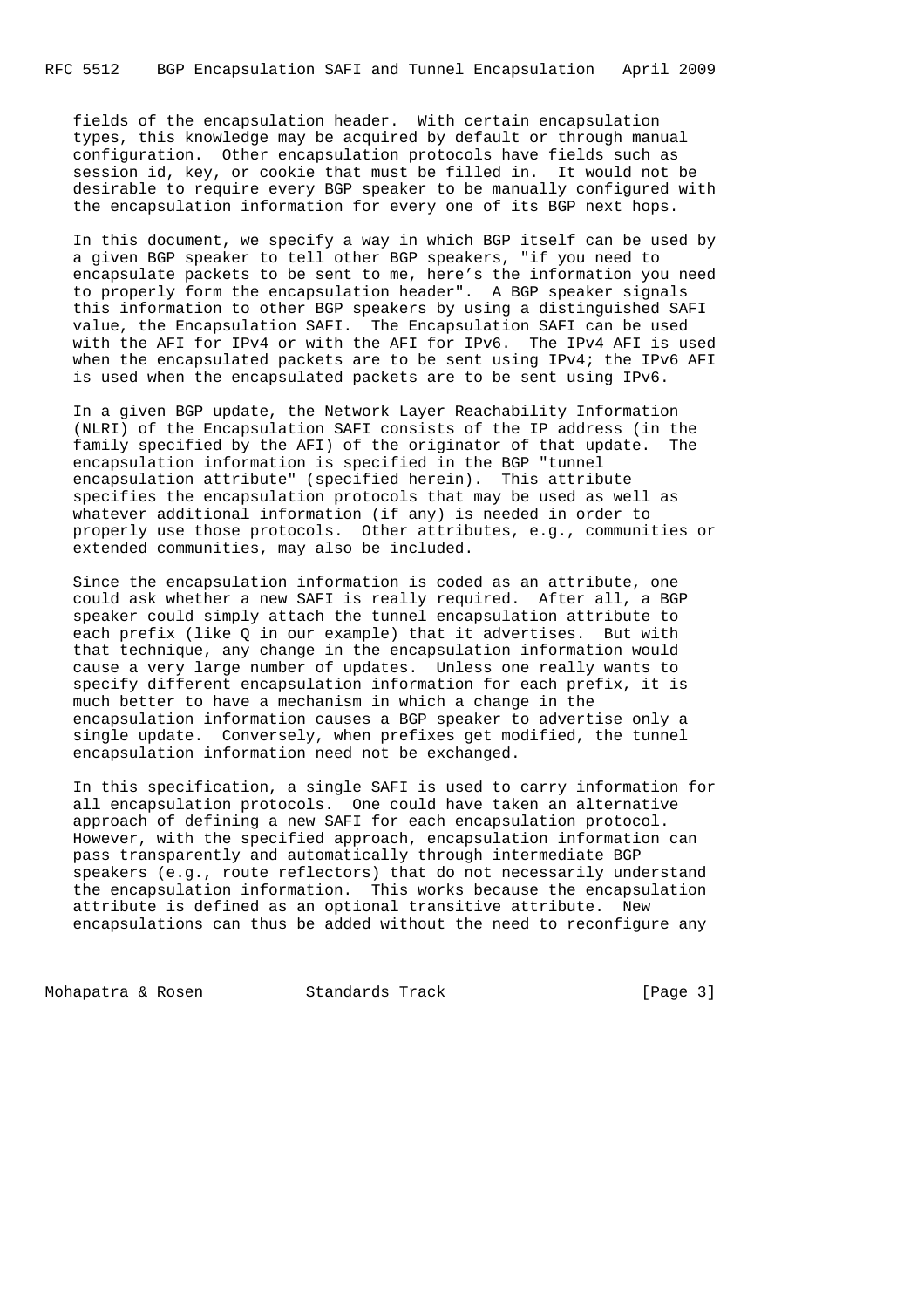fields of the encapsulation header. With certain encapsulation types, this knowledge may be acquired by default or through manual configuration. Other encapsulation protocols have fields such as session id, key, or cookie that must be filled in. It would not be desirable to require every BGP speaker to be manually configured with the encapsulation information for every one of its BGP next hops.

In this document, we specify a way in which BGP itself can be used by a given BGP speaker to tell other BGP speakers, "if you need to encapsulate packets to be sent to me, here's the information you need to properly form the encapsulation header". A BGP speaker signals this information to other BGP speakers by using a distinguished SAFI value, the Encapsulation SAFI. The Encapsulation SAFI can be used with the AFI for IPv4 or with the AFI for IPv6. The IPv4 AFI is used when the encapsulated packets are to be sent using IPv4; the IPv6 AFI is used when the encapsulated packets are to be sent using IPv6.

In a given BGP update, the Network Layer Reachability Information (NLRI) of the Encapsulation SAFI consists of the IP address (in the family specified by the AFI) of the originator of that update. The encapsulation information is specified in the BGP "tunnel encapsulation attribute" (specified herein). This attribute specifies the encapsulation protocols that may be used as well as whatever additional information (if any) is needed in order to properly use those protocols. Other attributes, e.g., communities or extended communities, may also be included.

Since the encapsulation information is coded as an attribute, one could ask whether a new SAFI is really required. After all, a BGP speaker could simply attach the tunnel encapsulation attribute to each prefix (like Q in our example) that it advertises. But with that technique, any change in the encapsulation information would cause a very large number of updates. Unless one really wants to specify different encapsulation information for each prefix, it is much better to have a mechanism in which a change in the encapsulation information causes a BGP speaker to advertise only a single update. Conversely, when prefixes get modified, the tunnel encapsulation information need not be exchanged.

In this specification, a single SAFI is used to carry information for all encapsulation protocols. One could have taken an alternative approach of defining a new SAFI for each encapsulation protocol. However, with the specified approach, encapsulation information can pass transparently and automatically through intermediate BGP speakers (e.g., route reflectors) that do not necessarily understand the encapsulation information. This works because the encapsulation attribute is defined as an optional transitive attribute. New encapsulations can thus be added without the need to reconfigure any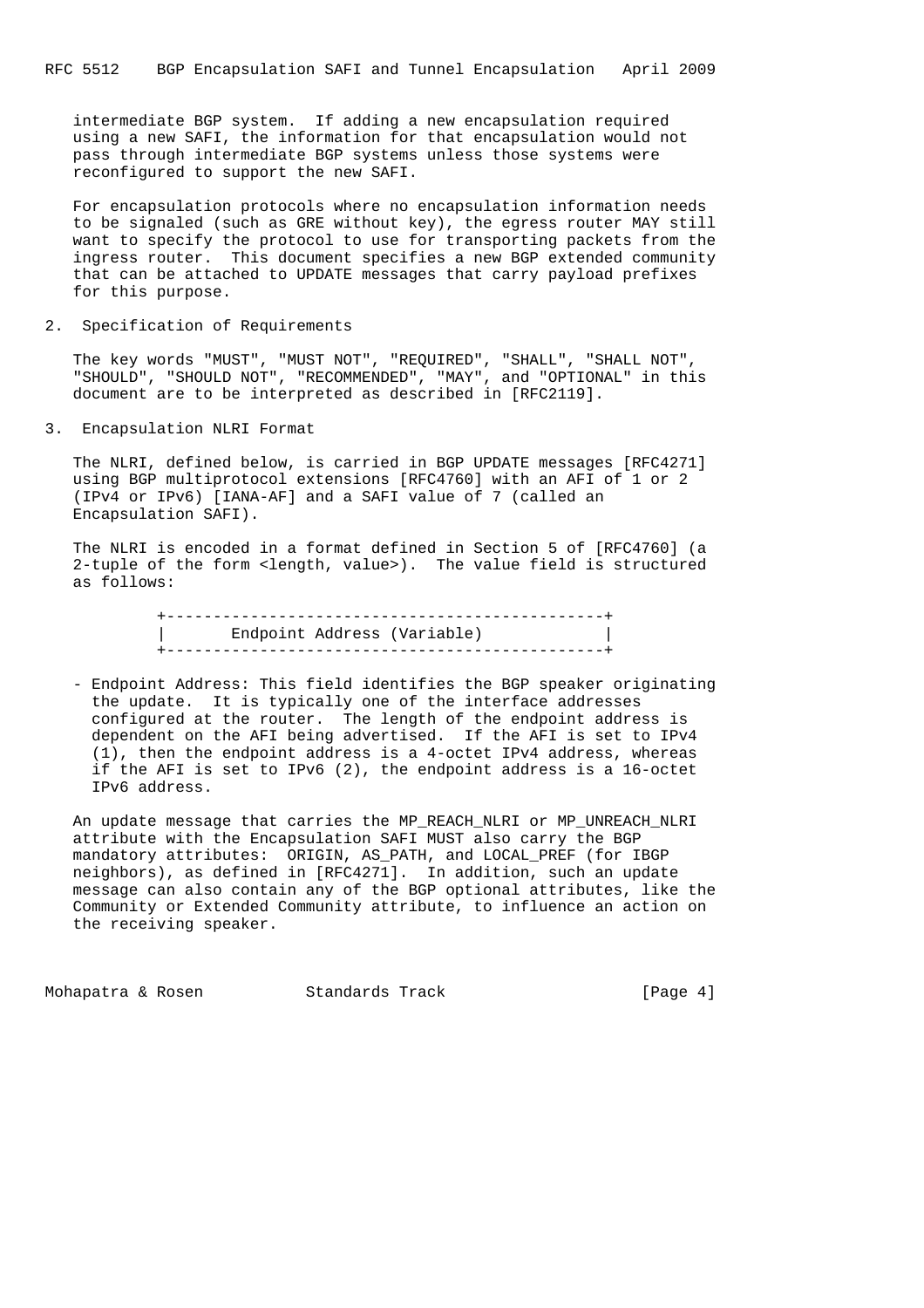intermediate BGP system. If adding a new encapsulation required using a new SAFI, the information for that encapsulation would not pass through intermediate BGP systems unless those systems were reconfigured to support the new SAFI.

For encapsulation protocols where no encapsulation information needs to be signaled (such as GRE without key), the egress router MAY still want to specify the protocol to use for transporting packets from the ingress router. This document specifies a new BGP extended community that can be attached to UPDATE messages that carry payload prefixes for this purpose.

## 2. Specification of Requirements

The key words "MUST", "MUST NOT", "REQUIRED", "SHALL", "SHALL NOT", "SHOULD", "SHOULD NOT", "RECOMMENDED", "MAY", and "OPTIONAL" in this document are to be interpreted as described in [RFC2119].

## 3. Encapsulation NLRI Format

The NLRI, defined below, is carried in BGP UPDATE messages [RFC4271] using BGP multiprotocol extensions [RFC4760] with an AFI of 1 or 2 (IPv4 or IPv6) [IANA-AF] and a SAFI value of 7 (called an Encapsulation SAFI).

The NLRI is encoded in a format defined in Section 5 of [RFC4760] (a 2-tuple of the form <length, value>). The value field is structured as follows:

```
+-----------------------------------------------+
|       Endpoint Address (Variable)             |
+-----------------------------------------------+
```

- Endpoint Address: This field identifies the BGP speaker originating the update. It is typically one of the interface addresses configured at the router. The length of the endpoint address is dependent on the AFI being advertised. If the AFI is set to IPv4 (1), then the endpoint address is a 4-octet IPv4 address, whereas if the AFI is set to IPv6 (2), the endpoint address is a 16-octet IPv6 address.

An update message that carries the MP_REACH_NLRI or MP_UNREACH_NLRI attribute with the Encapsulation SAFI MUST also carry the BGP mandatory attributes: ORIGIN, AS_PATH, and LOCAL_PREF (for IBGP neighbors), as defined in [RFC4271]. In addition, such an update message can also contain any of the BGP optional attributes, like the Community or Extended Community attribute, to influence an action on the receiving speaker.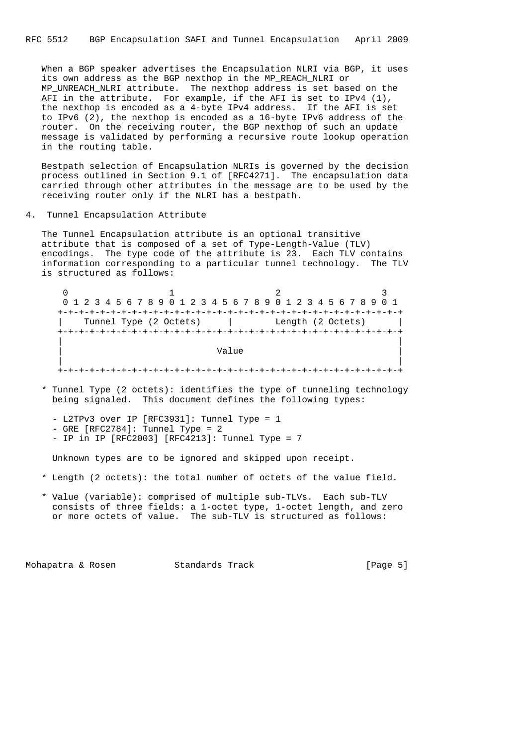When a BGP speaker advertises the Encapsulation NLRI via BGP, it uses its own address as the BGP nexthop in the MP_REACH_NLRI or MP_UNREACH_NLRI attribute. The nexthop address is set based on the AFI in the attribute. For example, if the AFI is set to IPv4 (1), the nexthop is encoded as a 4-byte IPv4 address. If the AFI is set to IPv6 (2), the nexthop is encoded as a 16-byte IPv6 address of the router. On the receiving router, the BGP nexthop of such an update message is validated by performing a recursive route lookup operation in the routing table.

Bestpath selection of Encapsulation NLRIs is governed by the decision process outlined in Section 9.1 of [RFC4271]. The encapsulation data carried through other attributes in the message are to be used by the receiving router only if the NLRI has a bestpath.

## 4. Tunnel Encapsulation Attribute

The Tunnel Encapsulation attribute is an optional transitive attribute that is composed of a set of Type-Length-Value (TLV) encodings. The type code of the attribute is 23. Each TLV contains information corresponding to a particular tunnel technology. The TLV is structured as follows:

```
 0                   1                   2                   3
 0 1 2 3 4 5 6 7 8 9 0 1 2 3 4 5 6 7 8 9 0 1 2 3 4 5 6 7 8 9 0 1
+-+-+-+-+-+-+-+-+-+-+-+-+-+-+-+-+-+-+-+-+-+-+-+-+-+-+-+-+-+-+-+-+
|    Tunnel Type (2 Octets)     |        Length (2 Octets)      |
+-+-+-+-+-+-+-+-+-+-+-+-+-+-+-+-+-+-+-+-+-+-+-+-+-+-+-+-+-+-+-+-+
|                                                               |
|                             Value                             |
|                                                               |
+-+-+-+-+-+-+-+-+-+-+-+-+-+-+-+-+-+-+-+-+-+-+-+-+-+-+-+-+-+-+-+-+
```

* Tunnel Type (2 octets): identifies the type of tunneling technology being signaled. This document defines the following types:

  - L2TPv3 over IP [RFC3931]: Tunnel Type = 1
  - GRE [RFC2784]: Tunnel Type = 2
  - IP in IP [RFC2003] [RFC4213]: Tunnel Type = 7

  Unknown types are to be ignored and skipped upon receipt.

* Length (2 octets): the total number of octets of the value field.

* Value (variable): comprised of multiple sub-TLVs. Each sub-TLV consists of three fields: a 1-octet type, 1-octet length, and zero or more octets of value. The sub-TLV is structured as follows: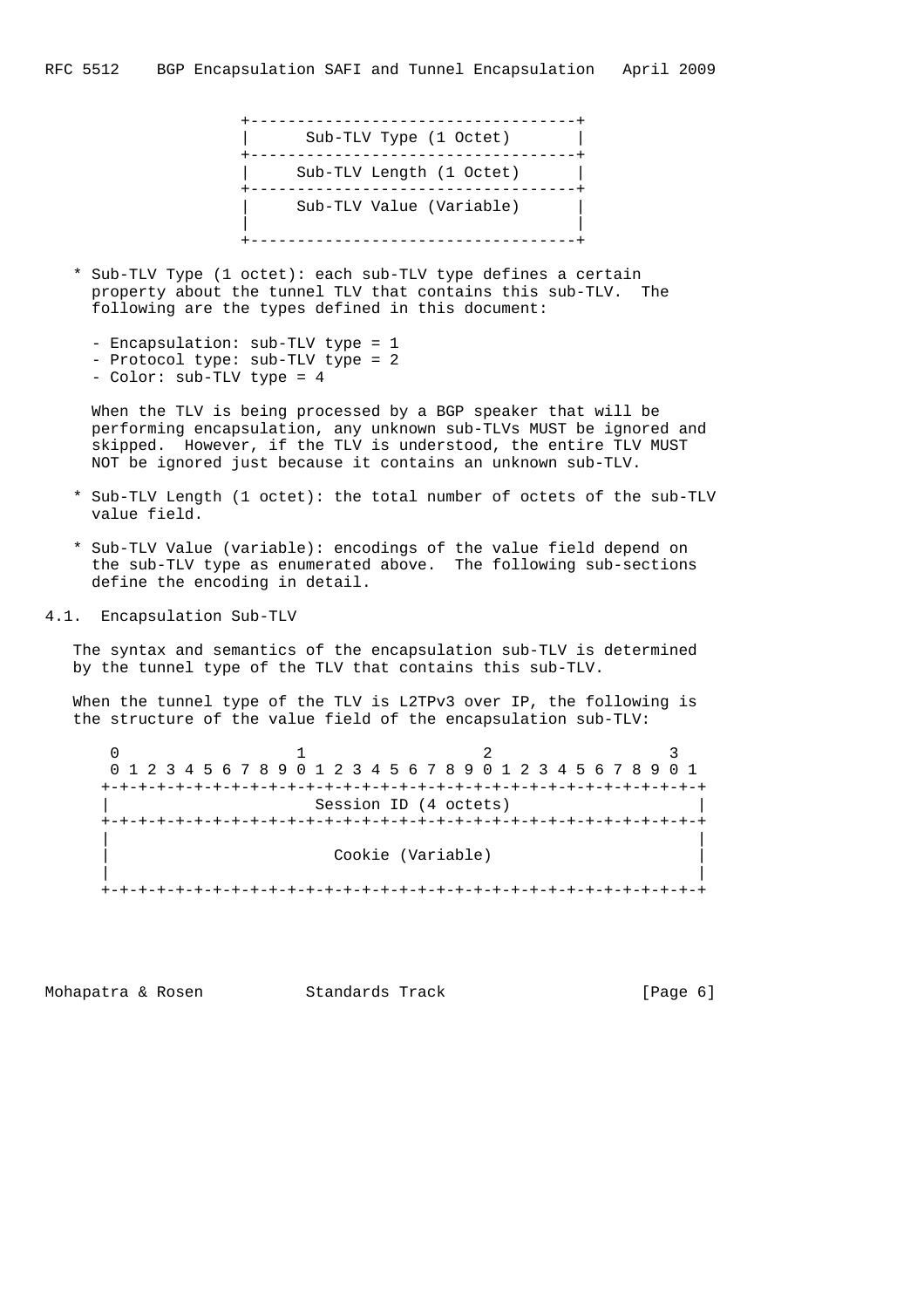```
                  +-----------------------------------+
                  |      Sub-TLV Type (1 Octet)       |
                  +-----------------------------------+
                  |     Sub-TLV Length (1 Octet)      |
                  +-----------------------------------+
                  |     Sub-TLV Value (Variable)      |
                  |                                   |
                  +-----------------------------------+
```

* Sub-TLV Type (1 octet): each sub-TLV type defines a certain property about the tunnel TLV that contains this sub-TLV. The following are the types defined in this document:

  - Encapsulation: sub-TLV type = 1
  - Protocol type: sub-TLV type = 2
  - Color: sub-TLV type = 4

  When the TLV is being processed by a BGP speaker that will be performing encapsulation, any unknown sub-TLVs MUST be ignored and skipped. However, if the TLV is understood, the entire TLV MUST NOT be ignored just because it contains an unknown sub-TLV.

* Sub-TLV Length (1 octet): the total number of octets of the sub-TLV value field.

* Sub-TLV Value (variable): encodings of the value field depend on the sub-TLV type as enumerated above. The following sub-sections define the encoding in detail.

## 4.1. Encapsulation Sub-TLV

The syntax and semantics of the encapsulation sub-TLV is determined by the tunnel type of the TLV that contains this sub-TLV.

When the tunnel type of the TLV is L2TPv3 over IP, the following is the structure of the value field of the encapsulation sub-TLV:

```
    0                   1                   2                   3
    0 1 2 3 4 5 6 7 8 9 0 1 2 3 4 5 6 7 8 9 0 1 2 3 4 5 6 7 8 9 0 1
   +-+-+-+-+-+-+-+-+-+-+-+-+-+-+-+-+-+-+-+-+-+-+-+-+-+-+-+-+-+-+-+-+
   |                      Session ID (4 octets)                    |
   +-+-+-+-+-+-+-+-+-+-+-+-+-+-+-+-+-+-+-+-+-+-+-+-+-+-+-+-+-+-+-+-+
   |                                                               |
   |                        Cookie (Variable)                      |
   |                                                               |
   +-+-+-+-+-+-+-+-+-+-+-+-+-+-+-+-+-+-+-+-+-+-+-+-+-+-+-+-+-+-+-+-+
```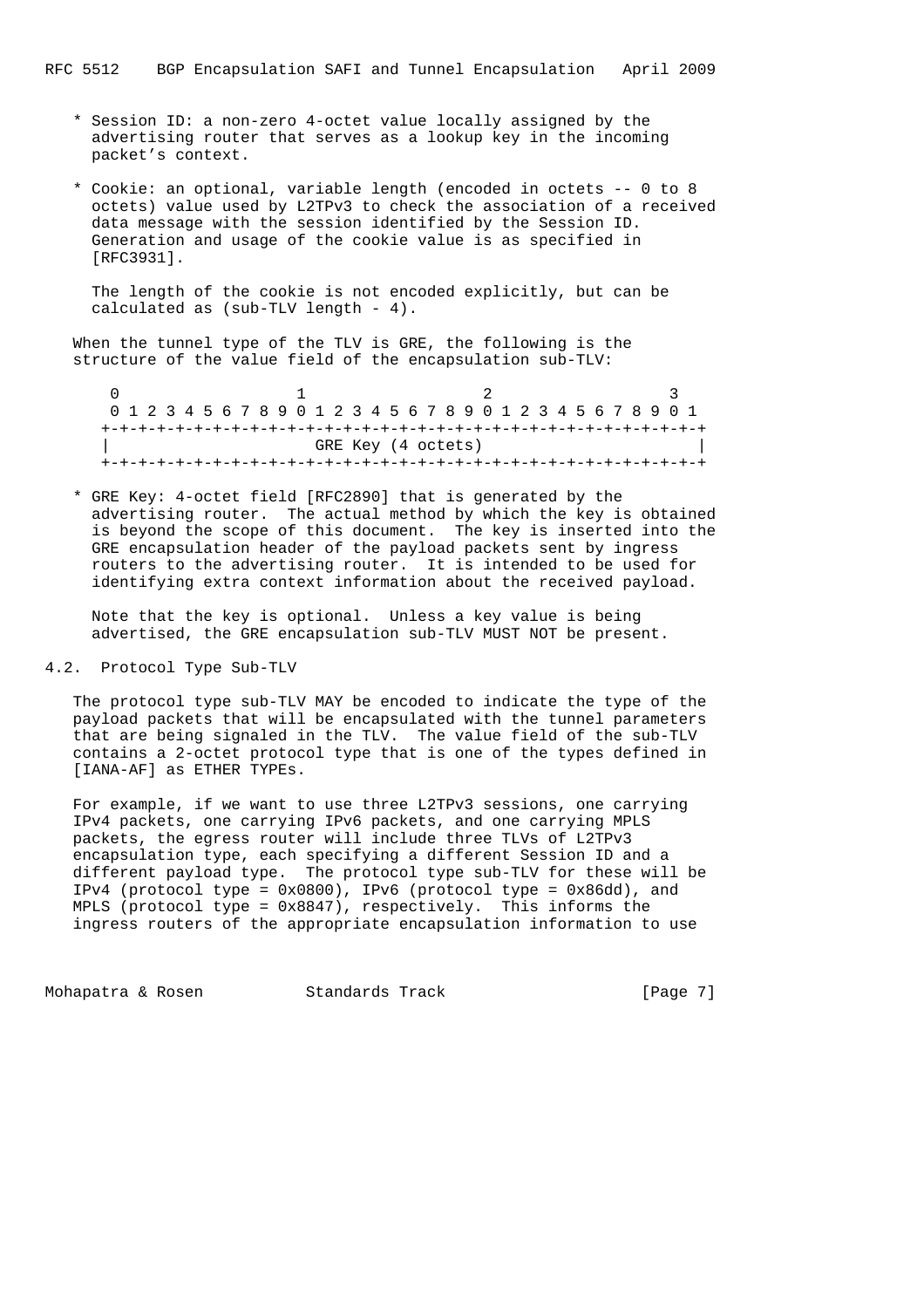* Session ID: a non-zero 4-octet value locally assigned by the advertising router that serves as a lookup key in the incoming packet's context.

* Cookie: an optional, variable length (encoded in octets -- 0 to 8 octets) value used by L2TPv3 to check the association of a received data message with the session identified by the Session ID. Generation and usage of the cookie value is as specified in [RFC3931].

  The length of the cookie is not encoded explicitly, but can be calculated as (sub-TLV length - 4).

When the tunnel type of the TLV is GRE, the following is the structure of the value field of the encapsulation sub-TLV:

```
 0                   1                   2                   3
 0 1 2 3 4 5 6 7 8 9 0 1 2 3 4 5 6 7 8 9 0 1 2 3 4 5 6 7 8 9 0 1
+-+-+-+-+-+-+-+-+-+-+-+-+-+-+-+-+-+-+-+-+-+-+-+-+-+-+-+-+-+-+-+-+
|                      GRE Key (4 octets)                       |
+-+-+-+-+-+-+-+-+-+-+-+-+-+-+-+-+-+-+-+-+-+-+-+-+-+-+-+-+-+-+-+-+
```

* GRE Key: 4-octet field [RFC2890] that is generated by the advertising router. The actual method by which the key is obtained is beyond the scope of this document. The key is inserted into the GRE encapsulation header of the payload packets sent by ingress routers to the advertising router. It is intended to be used for identifying extra context information about the received payload.

  Note that the key is optional. Unless a key value is being advertised, the GRE encapsulation sub-TLV MUST NOT be present.

## 4.2. Protocol Type Sub-TLV

The protocol type sub-TLV MAY be encoded to indicate the type of the payload packets that will be encapsulated with the tunnel parameters that are being signaled in the TLV. The value field of the sub-TLV contains a 2-octet protocol type that is one of the types defined in [IANA-AF] as ETHER TYPEs.

For example, if we want to use three L2TPv3 sessions, one carrying IPv4 packets, one carrying IPv6 packets, and one carrying MPLS packets, the egress router will include three TLVs of L2TPv3 encapsulation type, each specifying a different Session ID and a different payload type. The protocol type sub-TLV for these will be IPv4 (protocol type = 0x0800), IPv6 (protocol type = 0x86dd), and MPLS (protocol type = 0x8847), respectively. This informs the ingress routers of the appropriate encapsulation information to use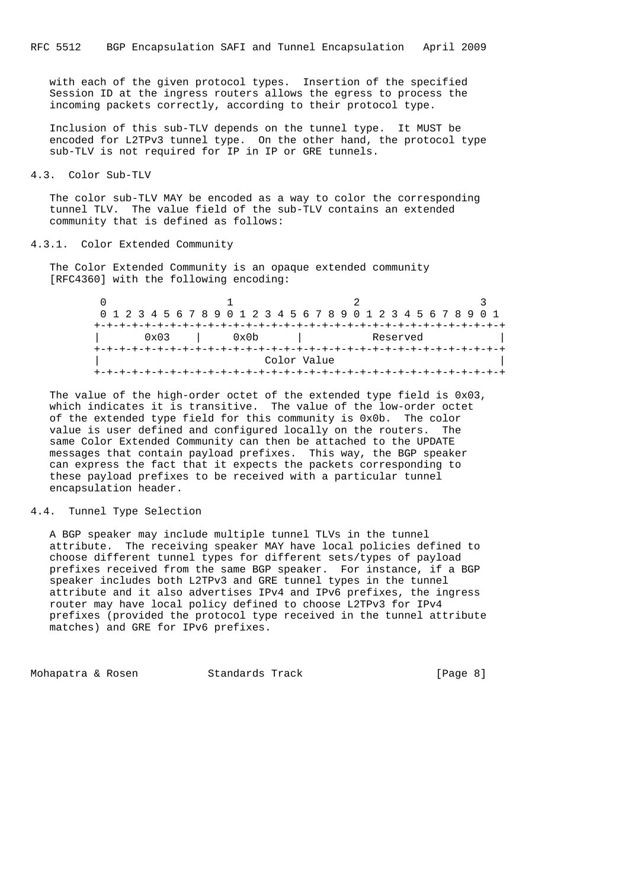with each of the given protocol types. Insertion of the specified Session ID at the ingress routers allows the egress to process the incoming packets correctly, according to their protocol type.

Inclusion of this sub-TLV depends on the tunnel type. It MUST be encoded for L2TPv3 tunnel type. On the other hand, the protocol type sub-TLV is not required for IP in IP or GRE tunnels.

### 4.3. Color Sub-TLV

The color sub-TLV MAY be encoded as a way to color the corresponding tunnel TLV. The value field of the sub-TLV contains an extended community that is defined as follows:

#### 4.3.1. Color Extended Community

The Color Extended Community is an opaque extended community [RFC4360] with the following encoding:

```
 0                   1                   2                   3
 0 1 2 3 4 5 6 7 8 9 0 1 2 3 4 5 6 7 8 9 0 1 2 3 4 5 6 7 8 9 0 1
+-+-+-+-+-+-+-+-+-+-+-+-+-+-+-+-+-+-+-+-+-+-+-+-+-+-+-+-+-+-+-+-+
|       0x03    |     0x0b      |          Reserved             |
+-+-+-+-+-+-+-+-+-+-+-+-+-+-+-+-+-+-+-+-+-+-+-+-+-+-+-+-+-+-+-+-+
|                          Color Value                          |
+-+-+-+-+-+-+-+-+-+-+-+-+-+-+-+-+-+-+-+-+-+-+-+-+-+-+-+-+-+-+-+-+
```

The value of the high-order octet of the extended type field is 0x03, which indicates it is transitive. The value of the low-order octet of the extended type field for this community is 0x0b. The color value is user defined and configured locally on the routers. The same Color Extended Community can then be attached to the UPDATE messages that contain payload prefixes. This way, the BGP speaker can express the fact that it expects the packets corresponding to these payload prefixes to be received with a particular tunnel encapsulation header.

### 4.4. Tunnel Type Selection

A BGP speaker may include multiple tunnel TLVs in the tunnel attribute. The receiving speaker MAY have local policies defined to choose different tunnel types for different sets/types of payload prefixes received from the same BGP speaker. For instance, if a BGP speaker includes both L2TPv3 and GRE tunnel types in the tunnel attribute and it also advertises IPv4 and IPv6 prefixes, the ingress router may have local policy defined to choose L2TPv3 for IPv4 prefixes (provided the protocol type received in the tunnel attribute matches) and GRE for IPv6 prefixes.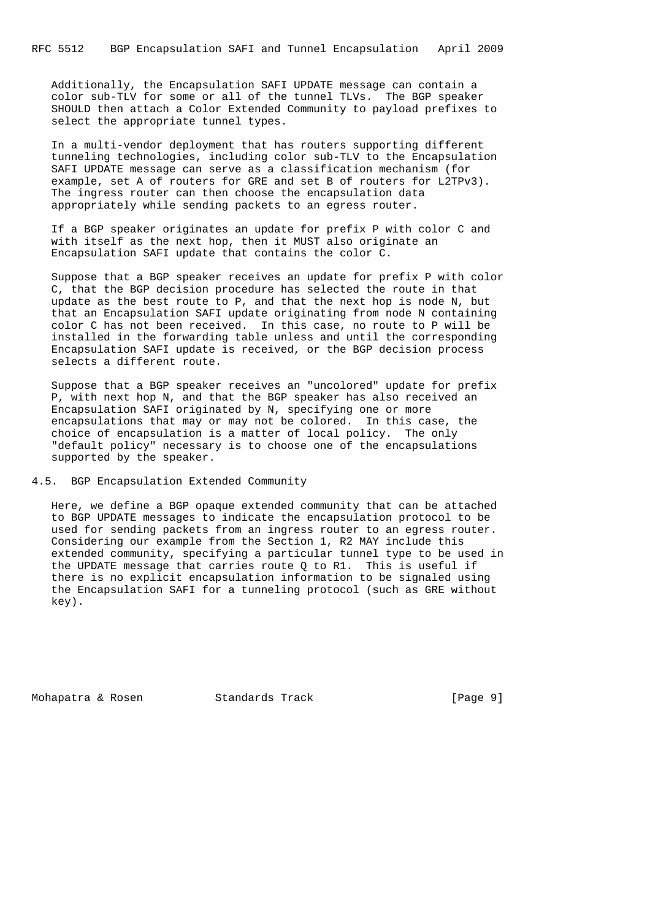Additionally, the Encapsulation SAFI UPDATE message can contain a color sub-TLV for some or all of the tunnel TLVs. The BGP speaker SHOULD then attach a Color Extended Community to payload prefixes to select the appropriate tunnel types.

In a multi-vendor deployment that has routers supporting different tunneling technologies, including color sub-TLV to the Encapsulation SAFI UPDATE message can serve as a classification mechanism (for example, set A of routers for GRE and set B of routers for L2TPv3). The ingress router can then choose the encapsulation data appropriately while sending packets to an egress router.

If a BGP speaker originates an update for prefix P with color C and with itself as the next hop, then it MUST also originate an Encapsulation SAFI update that contains the color C.

Suppose that a BGP speaker receives an update for prefix P with color C, that the BGP decision procedure has selected the route in that update as the best route to P, and that the next hop is node N, but that an Encapsulation SAFI update originating from node N containing color C has not been received. In this case, no route to P will be installed in the forwarding table unless and until the corresponding Encapsulation SAFI update is received, or the BGP decision process selects a different route.

Suppose that a BGP speaker receives an "uncolored" update for prefix P, with next hop N, and that the BGP speaker has also received an Encapsulation SAFI originated by N, specifying one or more encapsulations that may or may not be colored. In this case, the choice of encapsulation is a matter of local policy. The only "default policy" necessary is to choose one of the encapsulations supported by the speaker.

## 4.5. BGP Encapsulation Extended Community

Here, we define a BGP opaque extended community that can be attached to BGP UPDATE messages to indicate the encapsulation protocol to be used for sending packets from an ingress router to an egress router. Considering our example from the Section 1, R2 MAY include this extended community, specifying a particular tunnel type to be used in the UPDATE message that carries route Q to R1. This is useful if there is no explicit encapsulation information to be signaled using the Encapsulation SAFI for a tunneling protocol (such as GRE without key).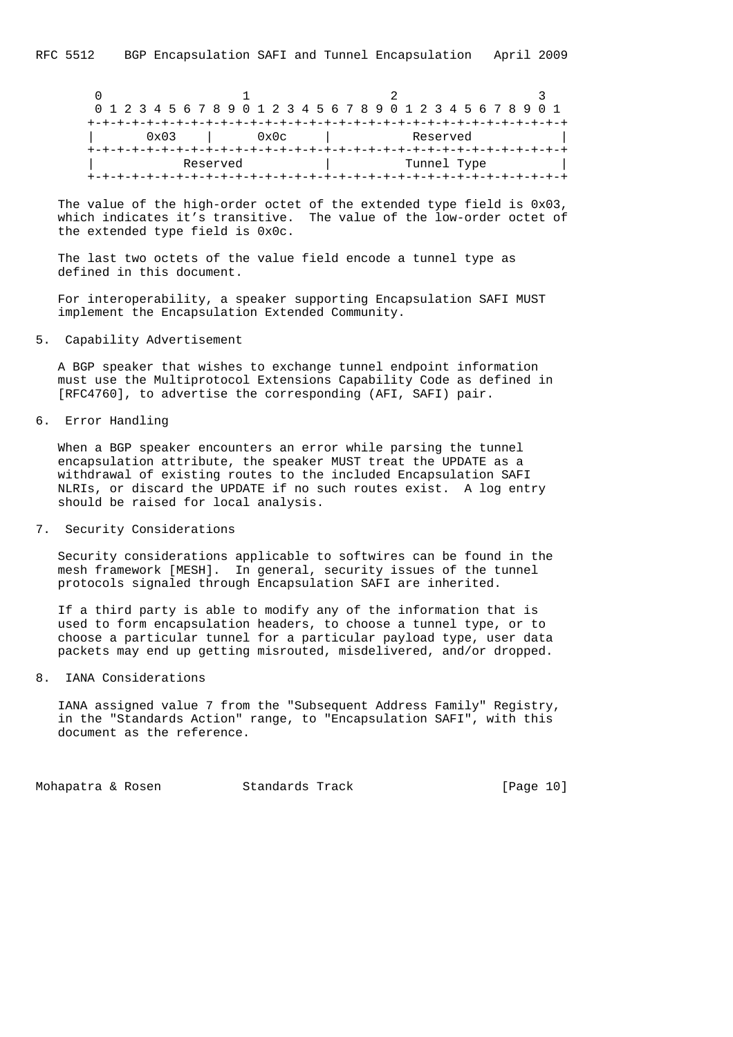```
 0                   1                   2                   3
 0 1 2 3 4 5 6 7 8 9 0 1 2 3 4 5 6 7 8 9 0 1 2 3 4 5 6 7 8 9 0 1
+-+-+-+-+-+-+-+-+-+-+-+-+-+-+-+-+-+-+-+-+-+-+-+-+-+-+-+-+-+-+-+-+
|     0x03      |     0x0c      |           Reserved            |
+-+-+-+-+-+-+-+-+-+-+-+-+-+-+-+-+-+-+-+-+-+-+-+-+-+-+-+-+-+-+-+-+
|           Reserved            |          Tunnel Type          |
+-+-+-+-+-+-+-+-+-+-+-+-+-+-+-+-+-+-+-+-+-+-+-+-+-+-+-+-+-+-+-+-+
```

The value of the high-order octet of the extended type field is 0x03, which indicates it's transitive. The value of the low-order octet of the extended type field is 0x0c.

The last two octets of the value field encode a tunnel type as defined in this document.

For interoperability, a speaker supporting Encapsulation SAFI MUST implement the Encapsulation Extended Community.

## 5. Capability Advertisement

A BGP speaker that wishes to exchange tunnel endpoint information must use the Multiprotocol Extensions Capability Code as defined in [RFC4760], to advertise the corresponding (AFI, SAFI) pair.

## 6. Error Handling

When a BGP speaker encounters an error while parsing the tunnel encapsulation attribute, the speaker MUST treat the UPDATE as a withdrawal of existing routes to the included Encapsulation SAFI NLRIs, or discard the UPDATE if no such routes exist. A log entry should be raised for local analysis.

## 7. Security Considerations

Security considerations applicable to softwires can be found in the mesh framework [MESH]. In general, security issues of the tunnel protocols signaled through Encapsulation SAFI are inherited.

If a third party is able to modify any of the information that is used to form encapsulation headers, to choose a tunnel type, or to choose a particular tunnel for a particular payload type, user data packets may end up getting misrouted, misdelivered, and/or dropped.

## 8. IANA Considerations

IANA assigned value 7 from the "Subsequent Address Family" Registry, in the "Standards Action" range, to "Encapsulation SAFI", with this document as the reference.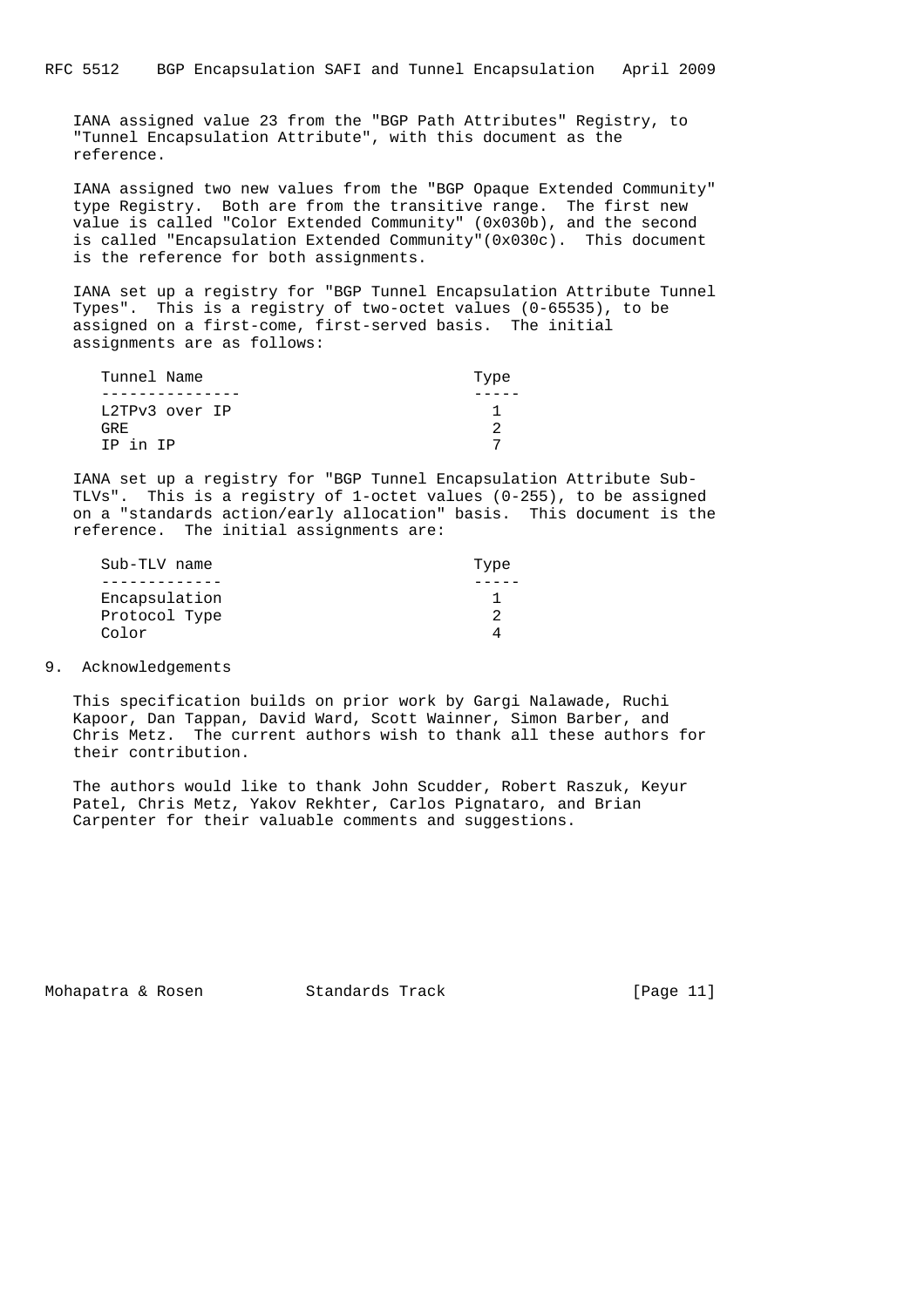IANA assigned value 23 from the "BGP Path Attributes" Registry, to "Tunnel Encapsulation Attribute", with this document as the reference.

IANA assigned two new values from the "BGP Opaque Extended Community" type Registry. Both are from the transitive range. The first new value is called "Color Extended Community" (0x030b), and the second is called "Encapsulation Extended Community"(0x030c). This document is the reference for both assignments.

IANA set up a registry for "BGP Tunnel Encapsulation Attribute Tunnel Types". This is a registry of two-octet values (0-65535), to be assigned on a first-come, first-served basis. The initial assignments are as follows:

| Tunnel Name | Type |
|---|---|
| L2TPv3 over IP | 1 |
| GRE | 2 |
| IP in IP | 7 |

IANA set up a registry for "BGP Tunnel Encapsulation Attribute Sub-TLVs". This is a registry of 1-octet values (0-255), to be assigned on a "standards action/early allocation" basis. This document is the reference. The initial assignments are:

| Sub-TLV name | Type |
|---|---|
| Encapsulation | 1 |
| Protocol Type | 2 |
| Color | 4 |

## 9. Acknowledgements

This specification builds on prior work by Gargi Nalawade, Ruchi Kapoor, Dan Tappan, David Ward, Scott Wainner, Simon Barber, and Chris Metz. The current authors wish to thank all these authors for their contribution.

The authors would like to thank John Scudder, Robert Raszuk, Keyur Patel, Chris Metz, Yakov Rekhter, Carlos Pignataro, and Brian Carpenter for their valuable comments and suggestions.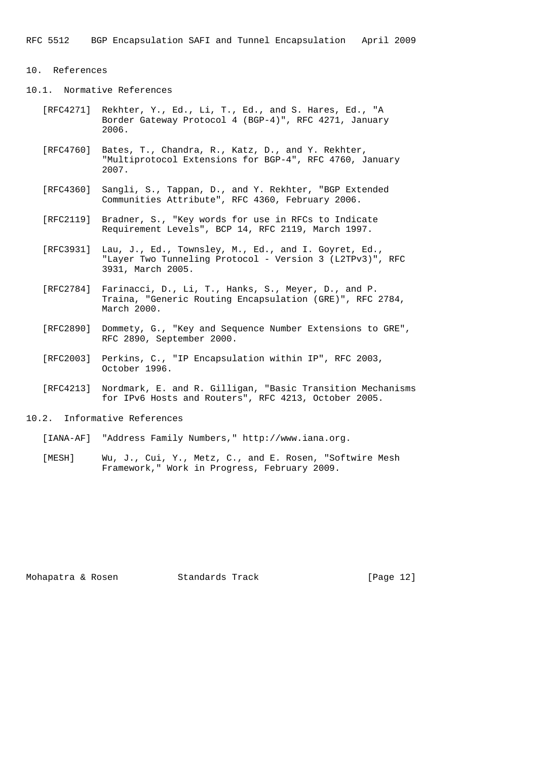## 10. References

### 10.1. Normative References

[RFC4271] Rekhter, Y., Ed., Li, T., Ed., and S. Hares, Ed., "A Border Gateway Protocol 4 (BGP-4)", RFC 4271, January 2006.

[RFC4760] Bates, T., Chandra, R., Katz, D., and Y. Rekhter, "Multiprotocol Extensions for BGP-4", RFC 4760, January 2007.

[RFC4360] Sangli, S., Tappan, D., and Y. Rekhter, "BGP Extended Communities Attribute", RFC 4360, February 2006.

[RFC2119] Bradner, S., "Key words for use in RFCs to Indicate Requirement Levels", BCP 14, RFC 2119, March 1997.

[RFC3931] Lau, J., Ed., Townsley, M., Ed., and I. Goyret, Ed., "Layer Two Tunneling Protocol - Version 3 (L2TPv3)", RFC 3931, March 2005.

[RFC2784] Farinacci, D., Li, T., Hanks, S., Meyer, D., and P. Traina, "Generic Routing Encapsulation (GRE)", RFC 2784, March 2000.

[RFC2890] Dommety, G., "Key and Sequence Number Extensions to GRE", RFC 2890, September 2000.

[RFC2003] Perkins, C., "IP Encapsulation within IP", RFC 2003, October 1996.

[RFC4213] Nordmark, E. and R. Gilligan, "Basic Transition Mechanisms for IPv6 Hosts and Routers", RFC 4213, October 2005.

### 10.2. Informative References

[IANA-AF] "Address Family Numbers," http://www.iana.org.

[MESH] Wu, J., Cui, Y., Metz, C., and E. Rosen, "Softwire Mesh Framework," Work in Progress, February 2009.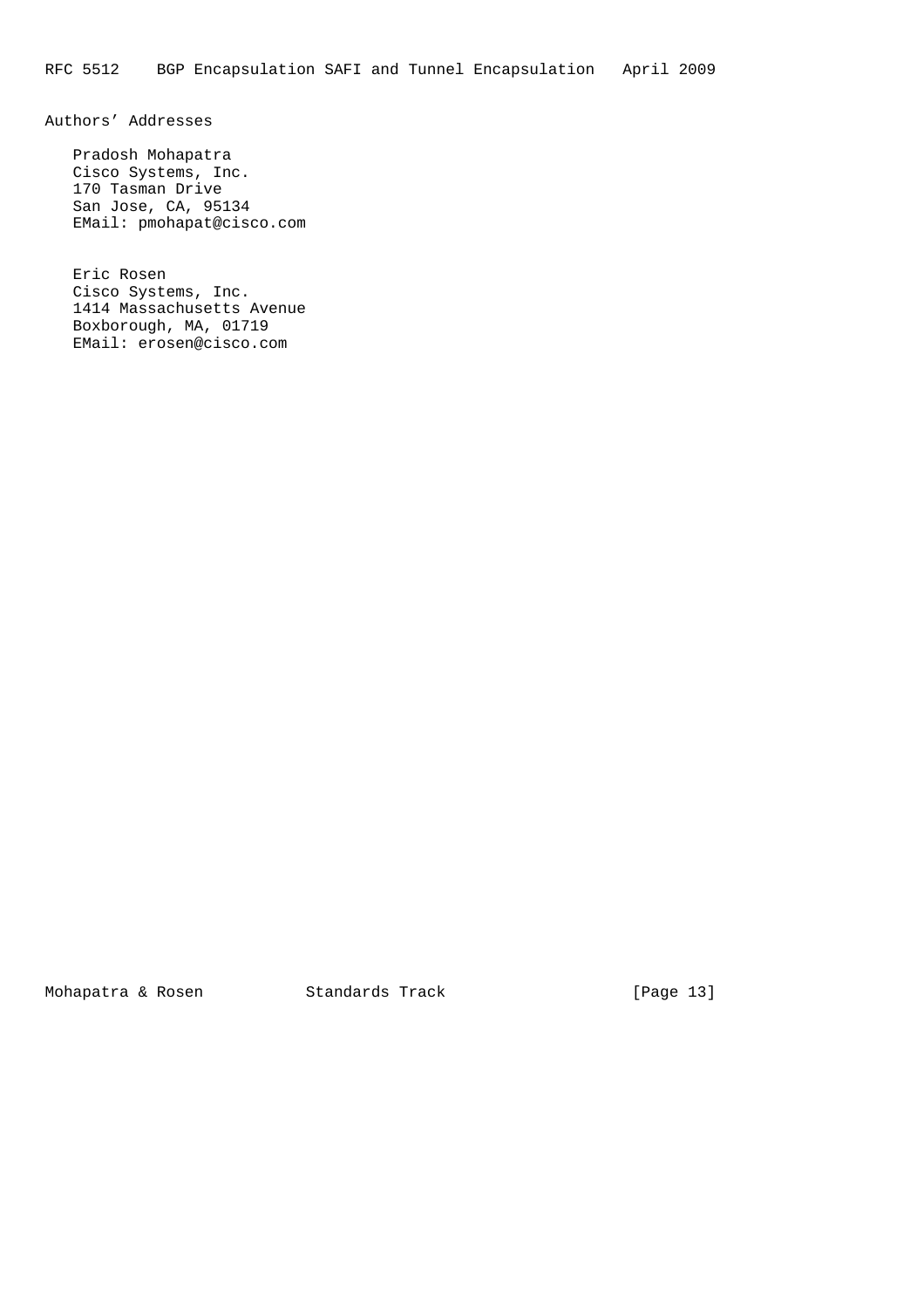## Authors' Addresses

Pradosh Mohapatra
Cisco Systems, Inc.
170 Tasman Drive
San Jose, CA, 95134
EMail: pmohapat@cisco.com

Eric Rosen
Cisco Systems, Inc.
1414 Massachusetts Avenue
Boxborough, MA, 01719
EMail: erosen@cisco.com